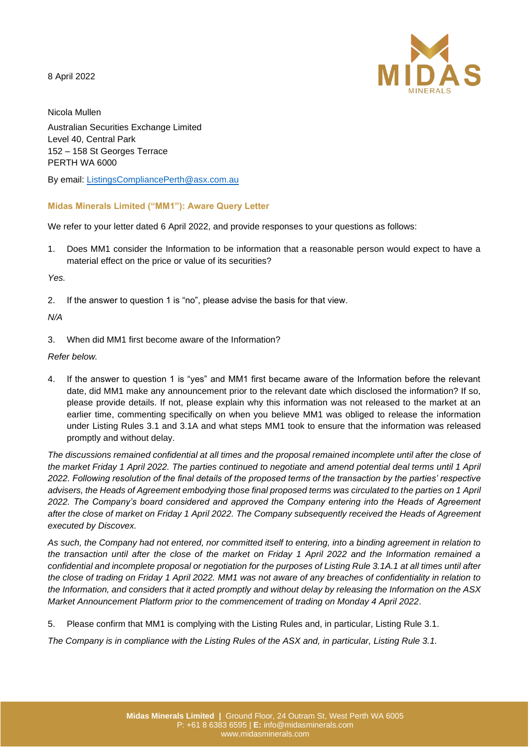8 April 2022

Nicola Mullen
Australian Securities Exchange Limited
Level 40, Central Park
152 – 158 St Georges Terrace
PERTH WA 6000

By email: ListingsCompliancePerth@asx.com.au

**Midas Minerals Limited ("MM1"): Aware Query Letter**

We refer to your letter dated 6 April 2022, and provide responses to your questions as follows:

1. Does MM1 consider the Information to be information that a reasonable person would expect to have a material effect on the price or value of its securities?

*Yes.*

2. If the answer to question 1 is "no", please advise the basis for that view.

*N/A*

3. When did MM1 first become aware of the Information?

*Refer below.*

4. If the answer to question 1 is "yes" and MM1 first became aware of the Information before the relevant date, did MM1 make any announcement prior to the relevant date which disclosed the information? If so, please provide details. If not, please explain why this information was not released to the market at an earlier time, commenting specifically on when you believe MM1 was obliged to release the information under Listing Rules 3.1 and 3.1A and what steps MM1 took to ensure that the information was released promptly and without delay.

*The discussions remained confidential at all times and the proposal remained incomplete until after the close of the market Friday 1 April 2022. The parties continued to negotiate and amend potential deal terms until 1 April 2022. Following resolution of the final details of the proposed terms of the transaction by the parties' respective advisers, the Heads of Agreement embodying those final proposed terms was circulated to the parties on 1 April 2022. The Company's board considered and approved the Company entering into the Heads of Agreement after the close of market on Friday 1 April 2022. The Company subsequently received the Heads of Agreement executed by Discovex.*

*As such, the Company had not entered, nor committed itself to entering, into a binding agreement in relation to the transaction until after the close of the market on Friday 1 April 2022 and the Information remained a confidential and incomplete proposal or negotiation for the purposes of Listing Rule 3.1A.1 at all times until after the close of trading on Friday 1 April 2022. MM1 was not aware of any breaches of confidentiality in relation to the Information, and considers that it acted promptly and without delay by releasing the Information on the ASX Market Announcement Platform prior to the commencement of trading on Monday 4 April 2022.*

5. Please confirm that MM1 is complying with the Listing Rules and, in particular, Listing Rule 3.1.

*The Company is in compliance with the Listing Rules of the ASX and, in particular, Listing Rule 3.1.*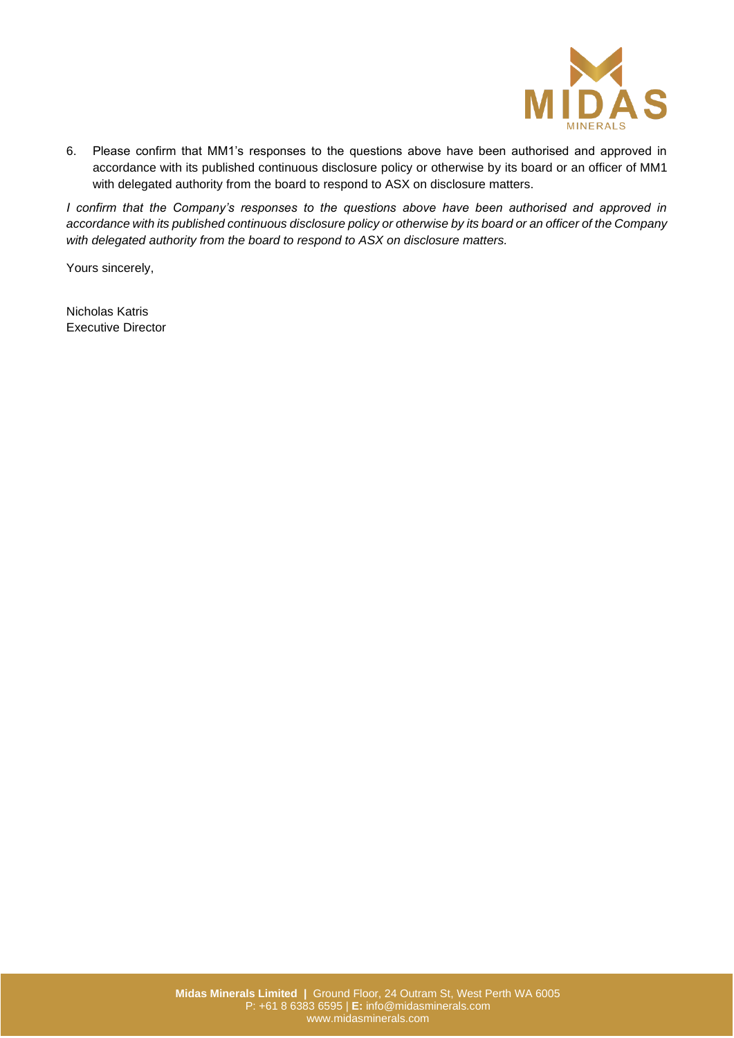6. Please confirm that MM1's responses to the questions above have been authorised and approved in accordance with its published continuous disclosure policy or otherwise by its board or an officer of MM1 with delegated authority from the board to respond to ASX on disclosure matters.

*I confirm that the Company's responses to the questions above have been authorised and approved in accordance with its published continuous disclosure policy or otherwise by its board or an officer of the Company with delegated authority from the board to respond to ASX on disclosure matters.*

Yours sincerely,

Nicholas Katris
Executive Director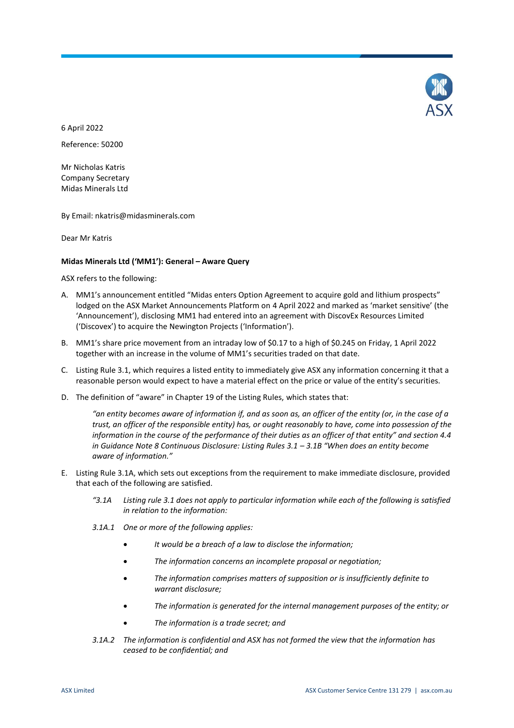6 April 2022

Reference: 50200

Mr Nicholas Katris
Company Secretary
Midas Minerals Ltd

By Email: nkatris@midasminerals.com

Dear Mr Katris

**Midas Minerals Ltd ('MM1'): General – Aware Query**

ASX refers to the following:

A. MM1's announcement entitled "Midas enters Option Agreement to acquire gold and lithium prospects" lodged on the ASX Market Announcements Platform on 4 April 2022 and marked as 'market sensitive' (the 'Announcement'), disclosing MM1 had entered into an agreement with DiscovEx Resources Limited ('Discovex') to acquire the Newington Projects ('Information').

B. MM1's share price movement from an intraday low of $0.17 to a high of $0.245 on Friday, 1 April 2022 together with an increase in the volume of MM1's securities traded on that date.

C. Listing Rule 3.1, which requires a listed entity to immediately give ASX any information concerning it that a reasonable person would expect to have a material effect on the price or value of the entity's securities.

D. The definition of "aware" in Chapter 19 of the Listing Rules, which states that:

   *"an entity becomes aware of information if, and as soon as, an officer of the entity (or, in the case of a trust, an officer of the responsible entity) has, or ought reasonably to have, come into possession of the information in the course of the performance of their duties as an officer of that entity" and section 4.4 in Guidance Note 8 Continuous Disclosure: Listing Rules 3.1 – 3.1B "When does an entity become aware of information."*

E. Listing Rule 3.1A, which sets out exceptions from the requirement to make immediate disclosure, provided that each of the following are satisfied.

   *"3.1A Listing rule 3.1 does not apply to particular information while each of the following is satisfied in relation to the information:*

   *3.1A.1 One or more of the following applies:*

   - *It would be a breach of a law to disclose the information;*
   - *The information concerns an incomplete proposal or negotiation;*
   - *The information comprises matters of supposition or is insufficiently definite to warrant disclosure;*
   - *The information is generated for the internal management purposes of the entity; or*
   - *The information is a trade secret; and*

   *3.1A.2 The information is confidential and ASX has not formed the view that the information has ceased to be confidential; and*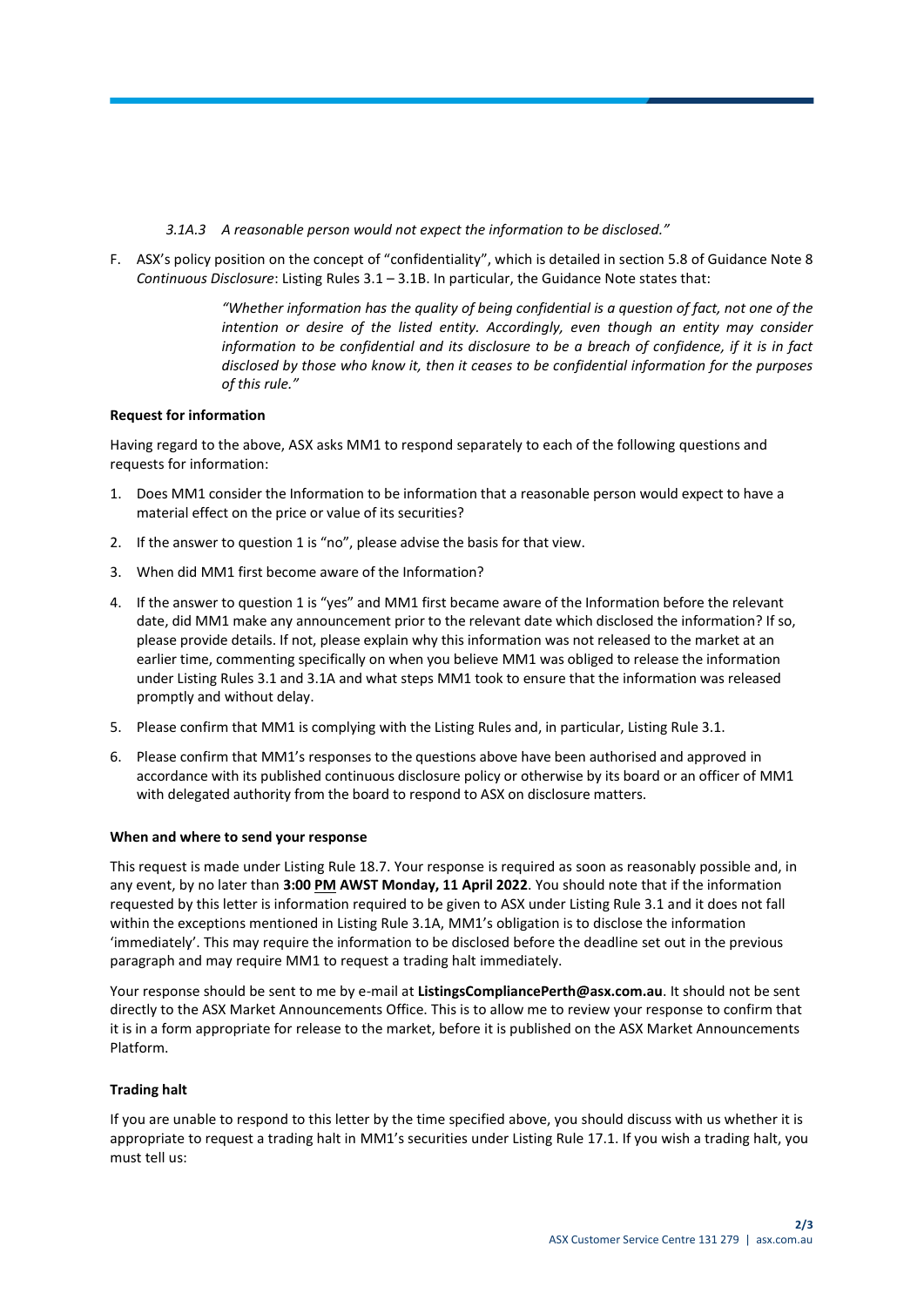*3.1A.3 A reasonable person would not expect the information to be disclosed."*

F. ASX's policy position on the concept of "confidentiality", which is detailed in section 5.8 of Guidance Note 8 *Continuous Disclosure*: Listing Rules 3.1 – 3.1B. In particular, the Guidance Note states that:

> *"Whether information has the quality of being confidential is a question of fact, not one of the intention or desire of the listed entity. Accordingly, even though an entity may consider information to be confidential and its disclosure to be a breach of confidence, if it is in fact disclosed by those who know it, then it ceases to be confidential information for the purposes of this rule."*

**Request for information**

Having regard to the above, ASX asks MM1 to respond separately to each of the following questions and requests for information:

1. Does MM1 consider the Information to be information that a reasonable person would expect to have a material effect on the price or value of its securities?
2. If the answer to question 1 is "no", please advise the basis for that view.
3. When did MM1 first become aware of the Information?
4. If the answer to question 1 is "yes" and MM1 first became aware of the Information before the relevant date, did MM1 make any announcement prior to the relevant date which disclosed the information? If so, please provide details. If not, please explain why this information was not released to the market at an earlier time, commenting specifically on when you believe MM1 was obliged to release the information under Listing Rules 3.1 and 3.1A and what steps MM1 took to ensure that the information was released promptly and without delay.
5. Please confirm that MM1 is complying with the Listing Rules and, in particular, Listing Rule 3.1.
6. Please confirm that MM1's responses to the questions above have been authorised and approved in accordance with its published continuous disclosure policy or otherwise by its board or an officer of MM1 with delegated authority from the board to respond to ASX on disclosure matters.

**When and where to send your response**

This request is made under Listing Rule 18.7. Your response is required as soon as reasonably possible and, in any event, by no later than **3:00 PM AWST Monday, 11 April 2022**. You should note that if the information requested by this letter is information required to be given to ASX under Listing Rule 3.1 and it does not fall within the exceptions mentioned in Listing Rule 3.1A, MM1's obligation is to disclose the information 'immediately'. This may require the information to be disclosed before the deadline set out in the previous paragraph and may require MM1 to request a trading halt immediately.

Your response should be sent to me by e-mail at **ListingsCompliancePerth@asx.com.au**. It should not be sent directly to the ASX Market Announcements Office. This is to allow me to review your response to confirm that it is in a form appropriate for release to the market, before it is published on the ASX Market Announcements Platform.

**Trading halt**

If you are unable to respond to this letter by the time specified above, you should discuss with us whether it is appropriate to request a trading halt in MM1's securities under Listing Rule 17.1. If you wish a trading halt, you must tell us: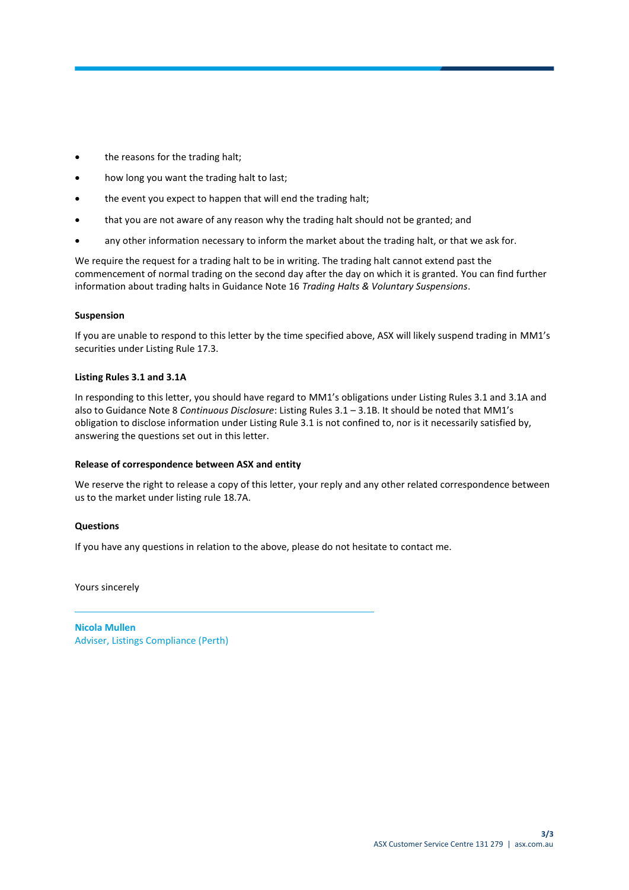- the reasons for the trading halt;
- how long you want the trading halt to last;
- the event you expect to happen that will end the trading halt;
- that you are not aware of any reason why the trading halt should not be granted; and
- any other information necessary to inform the market about the trading halt, or that we ask for.

We require the request for a trading halt to be in writing. The trading halt cannot extend past the commencement of normal trading on the second day after the day on which it is granted. You can find further information about trading halts in Guidance Note 16 *Trading Halts & Voluntary Suspensions*.

**Suspension**

If you are unable to respond to this letter by the time specified above, ASX will likely suspend trading in MM1's securities under Listing Rule 17.3.

**Listing Rules 3.1 and 3.1A**

In responding to this letter, you should have regard to MM1's obligations under Listing Rules 3.1 and 3.1A and also to Guidance Note 8 *Continuous Disclosure*: Listing Rules 3.1 – 3.1B. It should be noted that MM1's obligation to disclose information under Listing Rule 3.1 is not confined to, nor is it necessarily satisfied by, answering the questions set out in this letter.

**Release of correspondence between ASX and entity**

We reserve the right to release a copy of this letter, your reply and any other related correspondence between us to the market under listing rule 18.7A.

**Questions**

If you have any questions in relation to the above, please do not hesitate to contact me.

Yours sincerely

**Nicola Mullen**
Adviser, Listings Compliance (Perth)